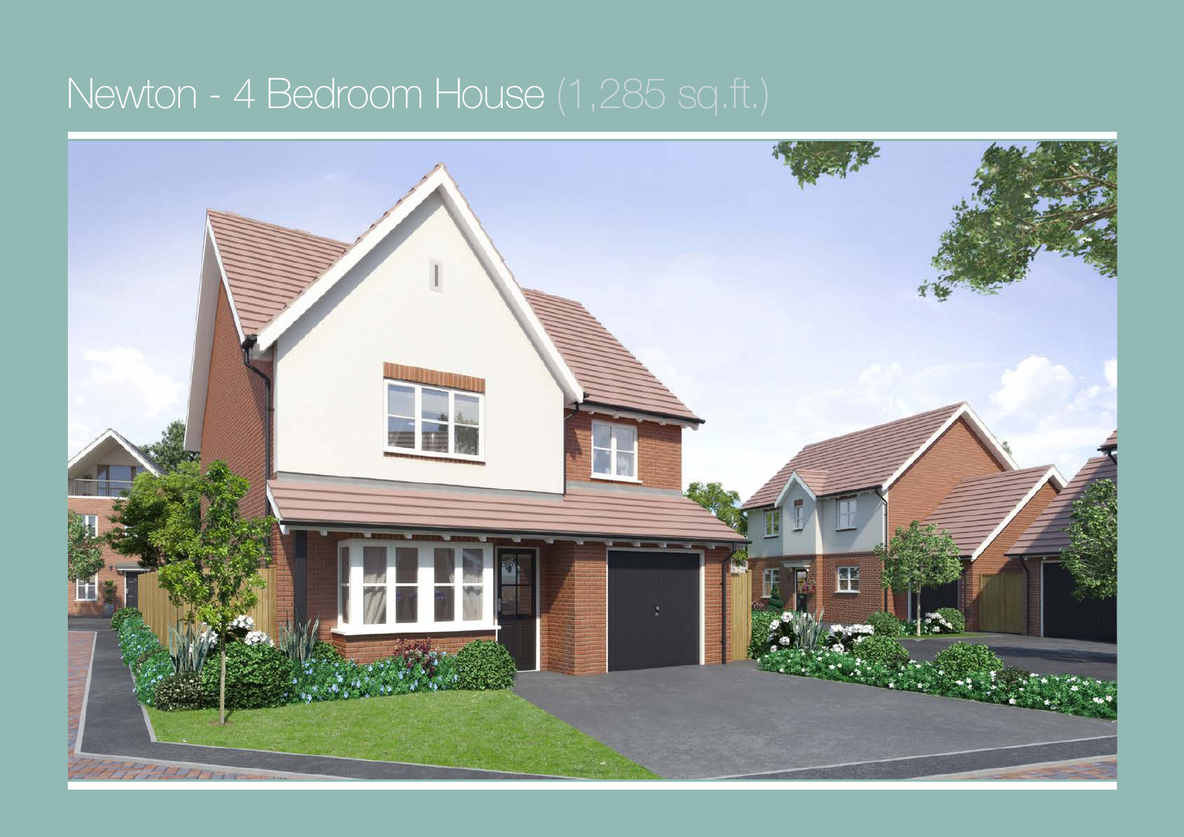# Newton - 4 Bedroom House (1,285 sq.ft.)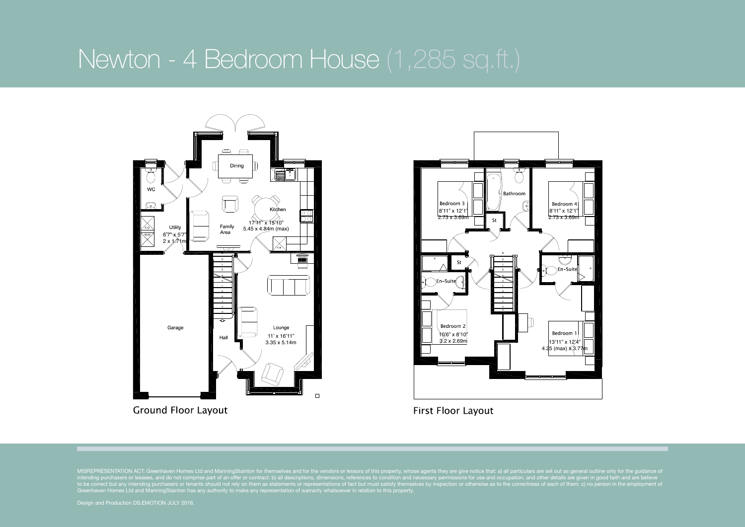# Newton - 4 Bedroom House (1,285 sq.ft.)

Dining

WC

Kitchen

Family Area

17'11" x 15'10"
5.45 x 4.84m (max)

Utility
6'7" x 5'7"
2 x 1.71m

Garage

Hall

Lounge
11' x 16'11"
3.35 x 5.14m

Ground Floor Layout

Bathroom

Bedroom 3
8'11" x 12'1"
2.73 x 3.69m

St

Bedroom 4
8'11" x 12'1"
2.73 x 3.69m

St

En-Suite

En-Suite

Bedroom 2
10'6" x 8'10"
3.2 x 2.69m

Bedroom 1
13'11" x 12'4"
4.25 (max) x 3.77m

First Floor Layout

MISREPRESENTATION ACT: Greenhaven Homes Ltd and ManningStainton for themselves and for the vendors or lessors of this property, whose agents they are give notice that: a) all particulars are set out as general outline only for the guidance of intending purchasers or lessees, and do not comprise part of an offer or contract: b) all descriptions, dimensions, references to condition and necessary permissions for use and occupation, and other details are given in good faith and are believe to be correct but any intending purchasers or tenants should not rely on them as statements or representations of fact but must satisfy themselves by inspection or otherwise as to the correctness of each of them. c) no person in the employment of Greenhaven Homes Ltd and ManningStainton has any authority to make any representation of warranty whatsoever in relation to this property.

Design and Production DS.EMOTION JULY 2016.